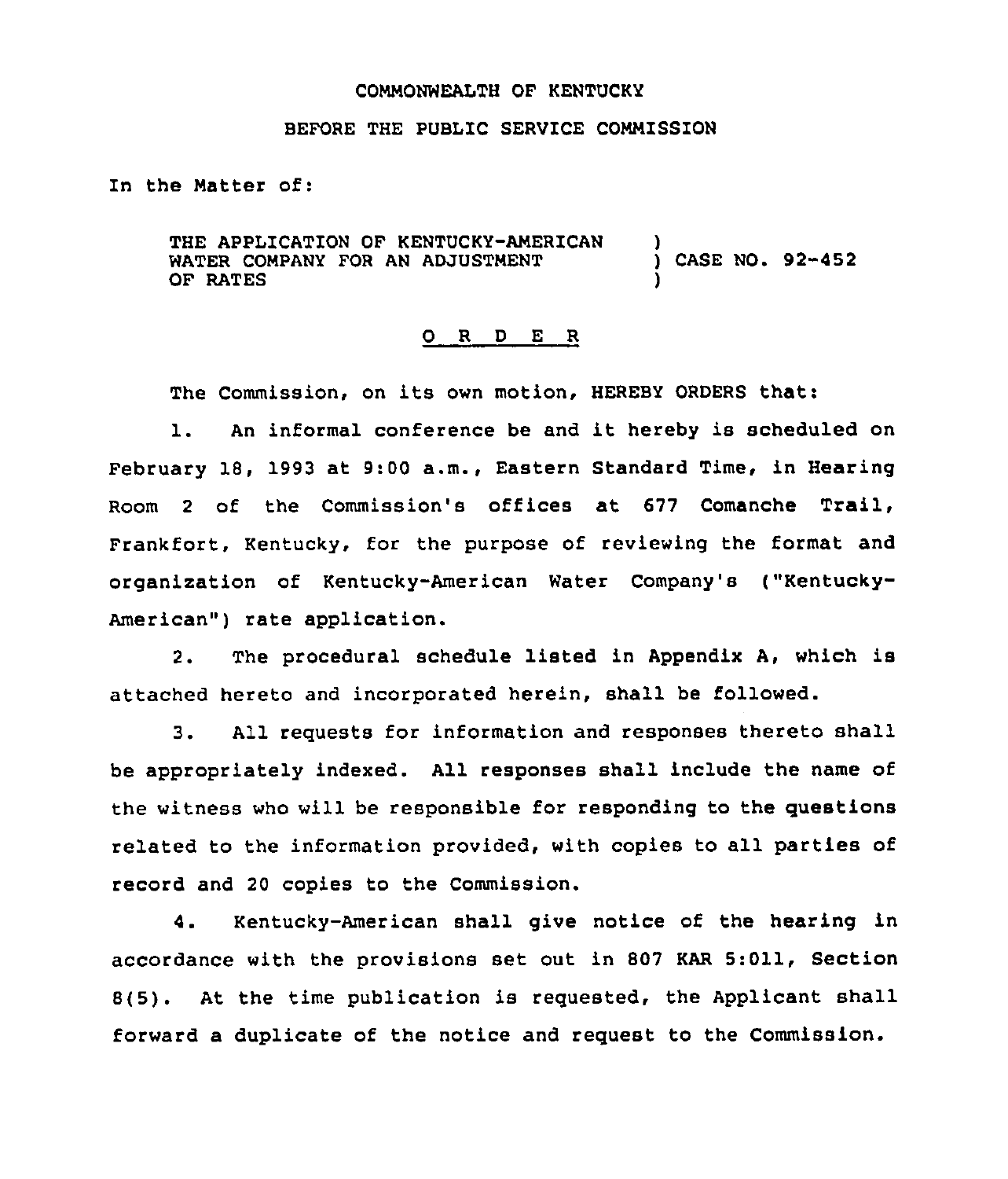COMMONWEALTH OF KENTUCKY

BEFORE THE PUBLIC SERVICE COMMISSION

In the Matter of:

THE APPLICATION OF KENTUCKY-AMERICAN WATER COMPANY FOR AN ADJUSTMENT OF RATES ) CASE NO. 92-452

## O R D E R

The Commission, on its own motion, HEREBY ORDERS that:

1. An informal conference be and it hereby is scheduled on February 18, 1993 at 9:00 a.m., Eastern Standard Time, in Hearing Room 2 of the Commission's offices at 677 Comanche Trail, Frankfort, Kentucky, for the purpose of reviewing the format and organization of Kentucky-American Water Company's ("Kentucky-American") rate application.

2. The procedural schedule listed in Appendix A, which is attached hereto and incorporated herein, shall be followed.

3. All requests for information and responses thereto shall be appropriately indexed. All responses shall include the name of the witness who will be responsible for responding to the questions related to the information provided, with copies to all parties of record and 20 copies to the Commission.

4. Kentucky-American shall give notice of the hearing in accordance with the provisions set out in 807 KAR 5:011, Section 8(5). At the time publication is requested, the Applicant shall forward a duplicate of the notice and request to the Commission.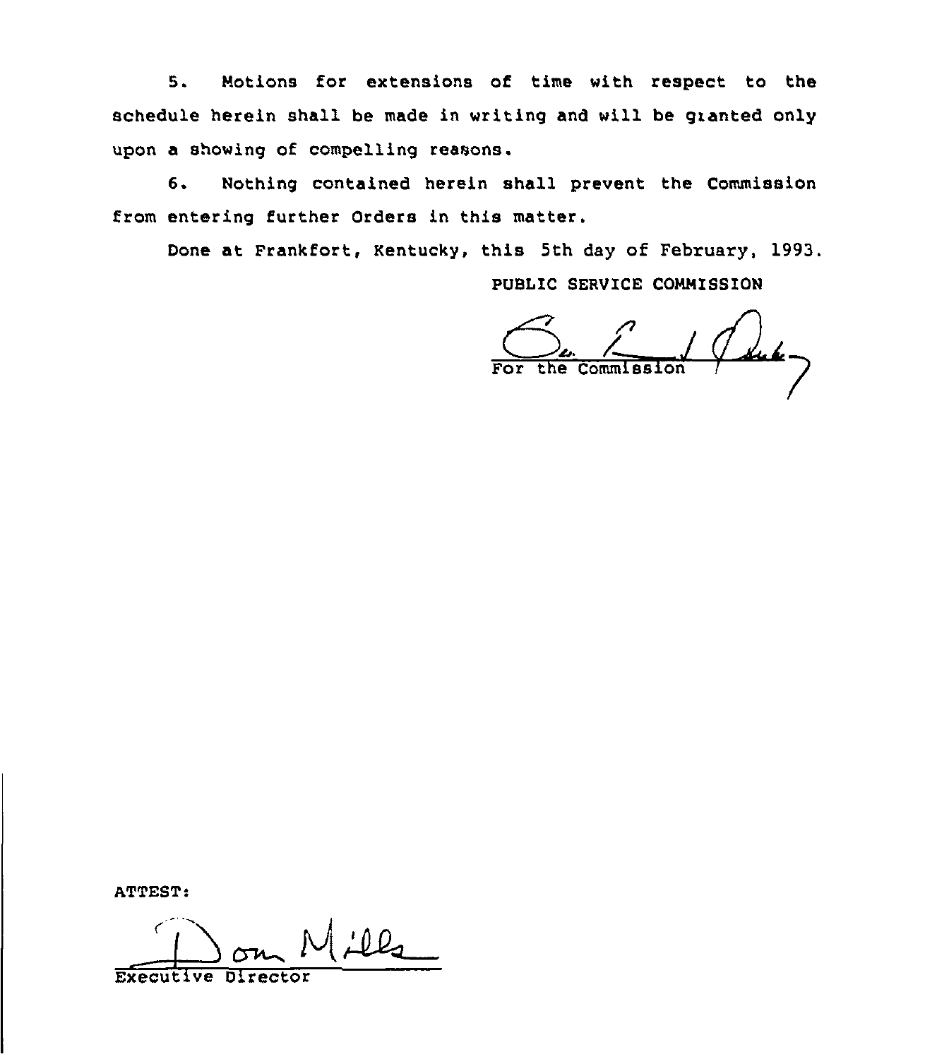5. Motions for extensions of time with respect to the schedule herein shall be made in writing and will be granted only upon a showing of compelling reasons.

6. Nothing contained herein shall prevent the Commission from entering further Orders in this matter.

Done at Frankfort, Kentucky, this 5th day of February, 1993.

PUBLIC SERVICE COMMISSION

For the Commission

ATTEST:

Executive Director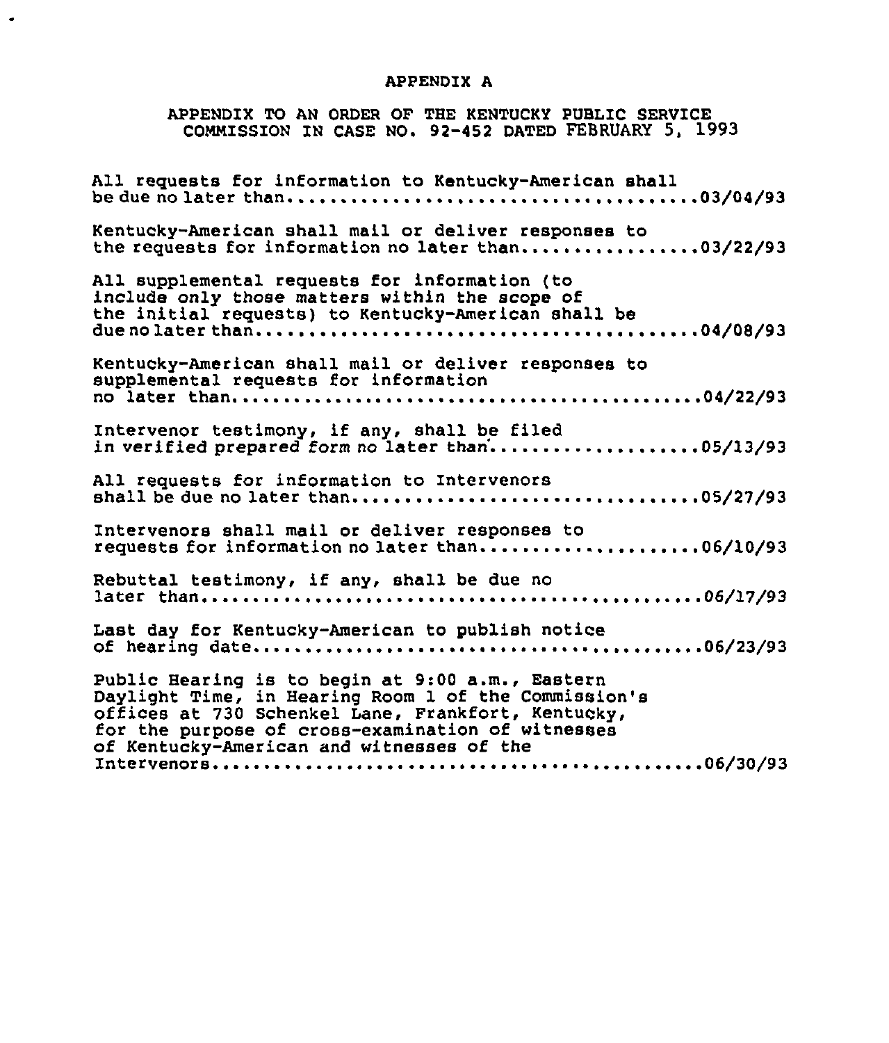APPENDIX A

APPENDIX TO AN ORDER OF THE KENTUCKY PUBLIC SERVICE COMMISSION IN CASE NO. 92-452 DATED FEBRUARY 5, 1993

All requests for information to Kentucky-American shall be due no later than........................................03/04/93

Kentucky-American shall mail or deliver responses to the requests for information no later than.................03/22/93

All supplemental requests for information (to include only those matters within the scope of the initial requests) to Kentucky-American shall be due no later than............................................04/08/93

Kentucky-American shall mail or deliver responses to supplemental requests for information no later than...............................................04/22/93

Intervenor testimony, if any, shall be filed in verified prepared form no later than....................05/13/93

All requests for information to Intervenors shall be due no later than................................05/27/93

Intervenors shall mail or deliver responses to requests for information no later than.....................06/10/93

Rebuttal testimony, if any, shall be due no later than...............................................06/17/93

Last day for Kentucky-American to publish notice of hearing date...........................................06/23/93

Public Hearing is to begin at 9:00 a.m., Eastern Daylight Time, in Hearing Room 1 of the Commission's offices at 730 Schenkel Lane, Frankfort, Kentucky, for the purpose of cross-examination of witnesses of Kentucky-American and witnesses of the Intervenors..............................................06/30/93